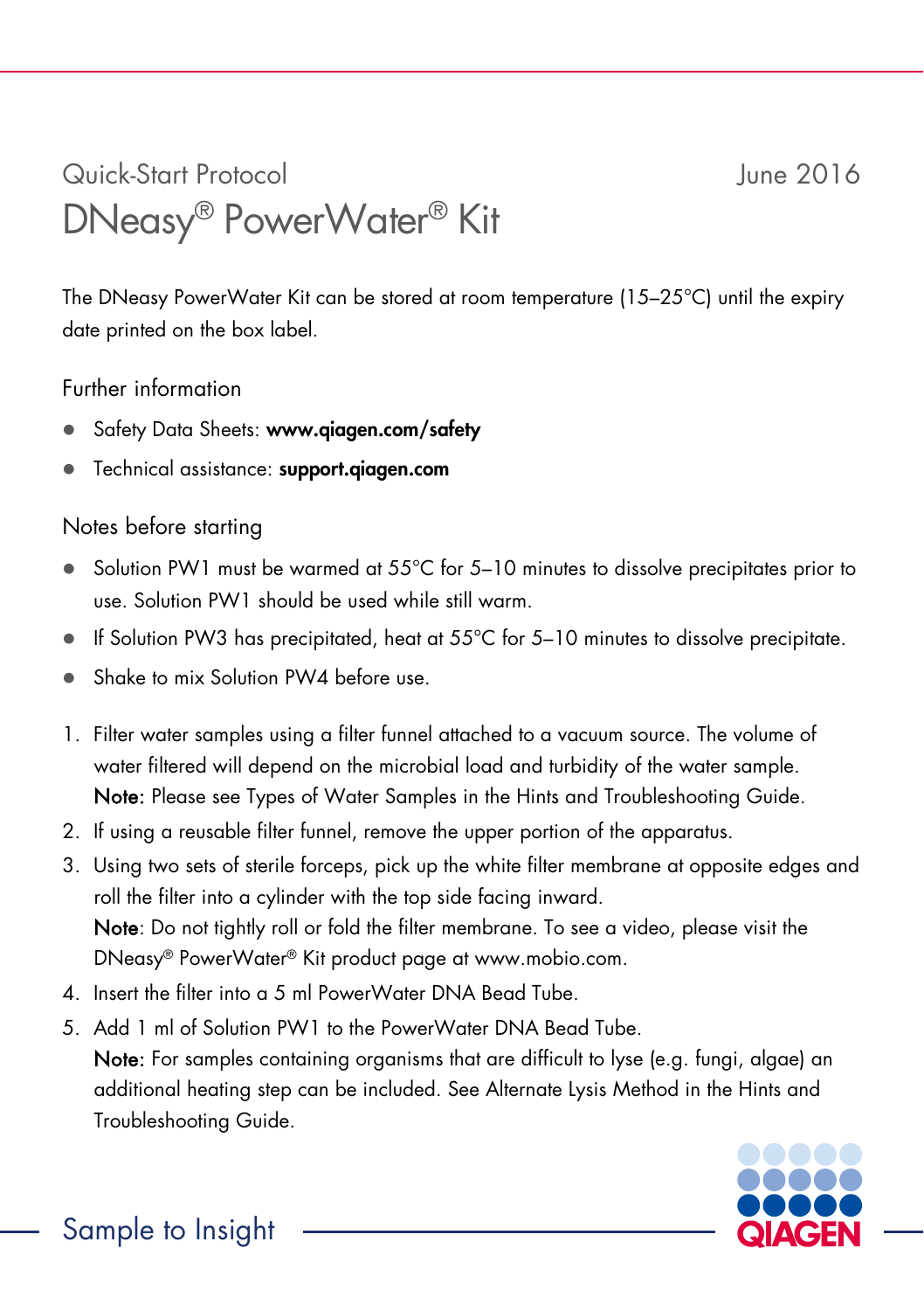Quick-Start Protocol

June 2016

# DNeasy® PowerWater® Kit

The DNeasy PowerWater Kit can be stored at room temperature (15–25°C) until the expiry date printed on the box label.

## Further information

- Safety Data Sheets: **www.qiagen.com/safety**
- Technical assistance: **support.qiagen.com**

## Notes before starting

- Solution PW1 must be warmed at 55°C for 5–10 minutes to dissolve precipitates prior to use. Solution PW1 should be used while still warm.
- If Solution PW3 has precipitated, heat at 55°C for 5–10 minutes to dissolve precipitate.
- Shake to mix Solution PW4 before use.

1. Filter water samples using a filter funnel attached to a vacuum source. The volume of water filtered will depend on the microbial load and turbidity of the water sample.
   **Note**: Please see Types of Water Samples in the Hints and Troubleshooting Guide.
2. If using a reusable filter funnel, remove the upper portion of the apparatus.
3. Using two sets of sterile forceps, pick up the white filter membrane at opposite edges and roll the filter into a cylinder with the top side facing inward.
   **Note**: Do not tightly roll or fold the filter membrane. To see a video, please visit the DNeasy® PowerWater® Kit product page at www.mobio.com.
4. Insert the filter into a 5 ml PowerWater DNA Bead Tube.
5. Add 1 ml of Solution PW1 to the PowerWater DNA Bead Tube.
   **Note:** For samples containing organisms that are difficult to lyse (e.g. fungi, algae) an additional heating step can be included. See Alternate Lysis Method in the Hints and Troubleshooting Guide.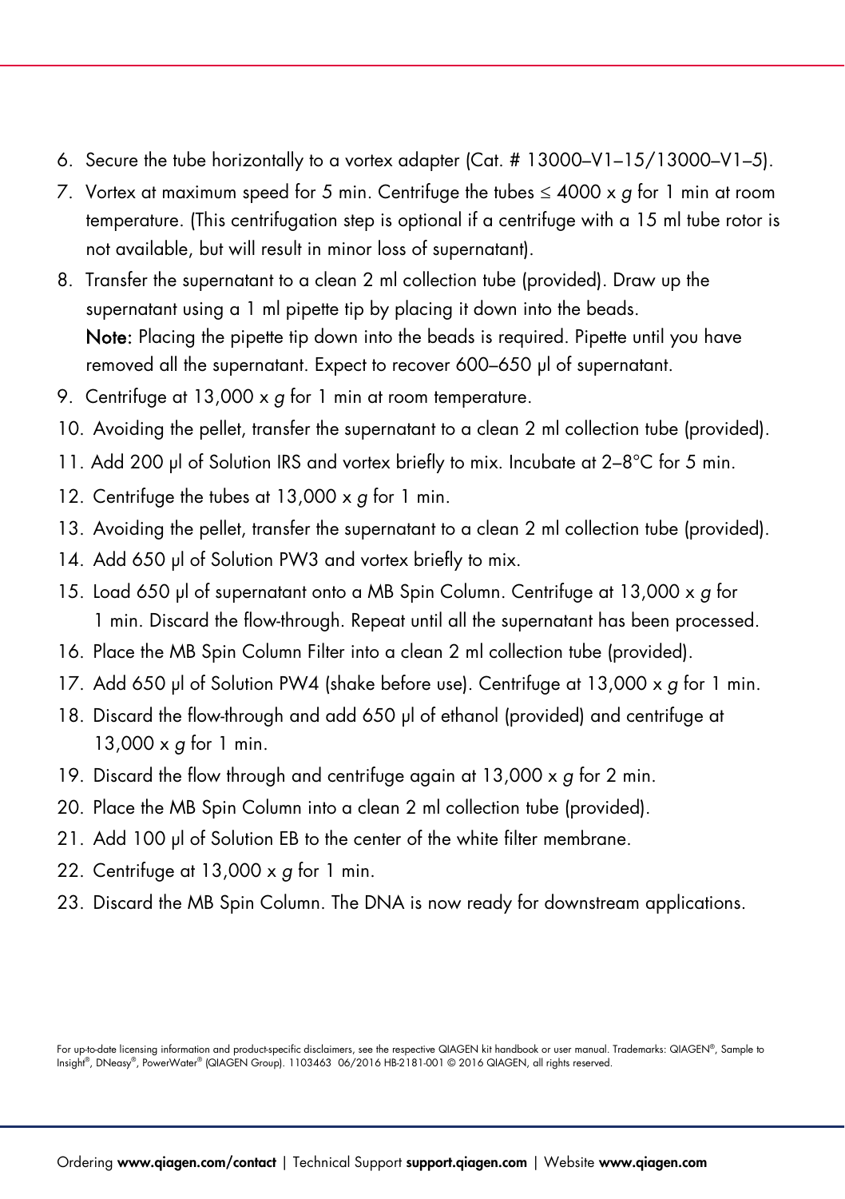6. Secure the tube horizontally to a vortex adapter (Cat. # 13000–V1–15/13000–V1–5).
7. Vortex at maximum speed for 5 min. Centrifuge the tubes ≤ 4000 x *g* for 1 min at room temperature. (This centrifugation step is optional if a centrifuge with a 15 ml tube rotor is not available, but will result in minor loss of supernatant).
8. Transfer the supernatant to a clean 2 ml collection tube (provided). Draw up the supernatant using a 1 ml pipette tip by placing it down into the beads.
   **Note:** Placing the pipette tip down into the beads is required. Pipette until you have removed all the supernatant. Expect to recover 600–650 µl of supernatant.
9. Centrifuge at 13,000 x *g* for 1 min at room temperature.
10. Avoiding the pellet, transfer the supernatant to a clean 2 ml collection tube (provided).
11. Add 200 µl of Solution IRS and vortex briefly to mix. Incubate at 2–8°C for 5 min.
12. Centrifuge the tubes at 13,000 x *g* for 1 min.
13. Avoiding the pellet, transfer the supernatant to a clean 2 ml collection tube (provided).
14. Add 650 µl of Solution PW3 and vortex briefly to mix.
15. Load 650 µl of supernatant onto a MB Spin Column. Centrifuge at 13,000 x *g* for 1 min. Discard the flow-through. Repeat until all the supernatant has been processed.
16. Place the MB Spin Column Filter into a clean 2 ml collection tube (provided).
17. Add 650 µl of Solution PW4 (shake before use). Centrifuge at 13,000 x *g* for 1 min.
18. Discard the flow-through and add 650 µl of ethanol (provided) and centrifuge at 13,000 x *g* for 1 min.
19. Discard the flow through and centrifuge again at 13,000 x *g* for 2 min.
20. Place the MB Spin Column into a clean 2 ml collection tube (provided).
21. Add 100 µl of Solution EB to the center of the white filter membrane.
22. Centrifuge at 13,000 x *g* for 1 min.
23. Discard the MB Spin Column. The DNA is now ready for downstream applications.

For up-to-date licensing information and product-specific disclaimers, see the respective QIAGEN kit handbook or user manual. Trademarks: QIAGEN®, Sample to Insight®, DNeasy®, PowerWater® (QIAGEN Group). 1103463 06/2016 HB-2181-001 © 2016 QIAGEN, all rights reserved.

Ordering **www.qiagen.com/contact** | Technical Support **support.qiagen.com** | Website **www.qiagen.com**